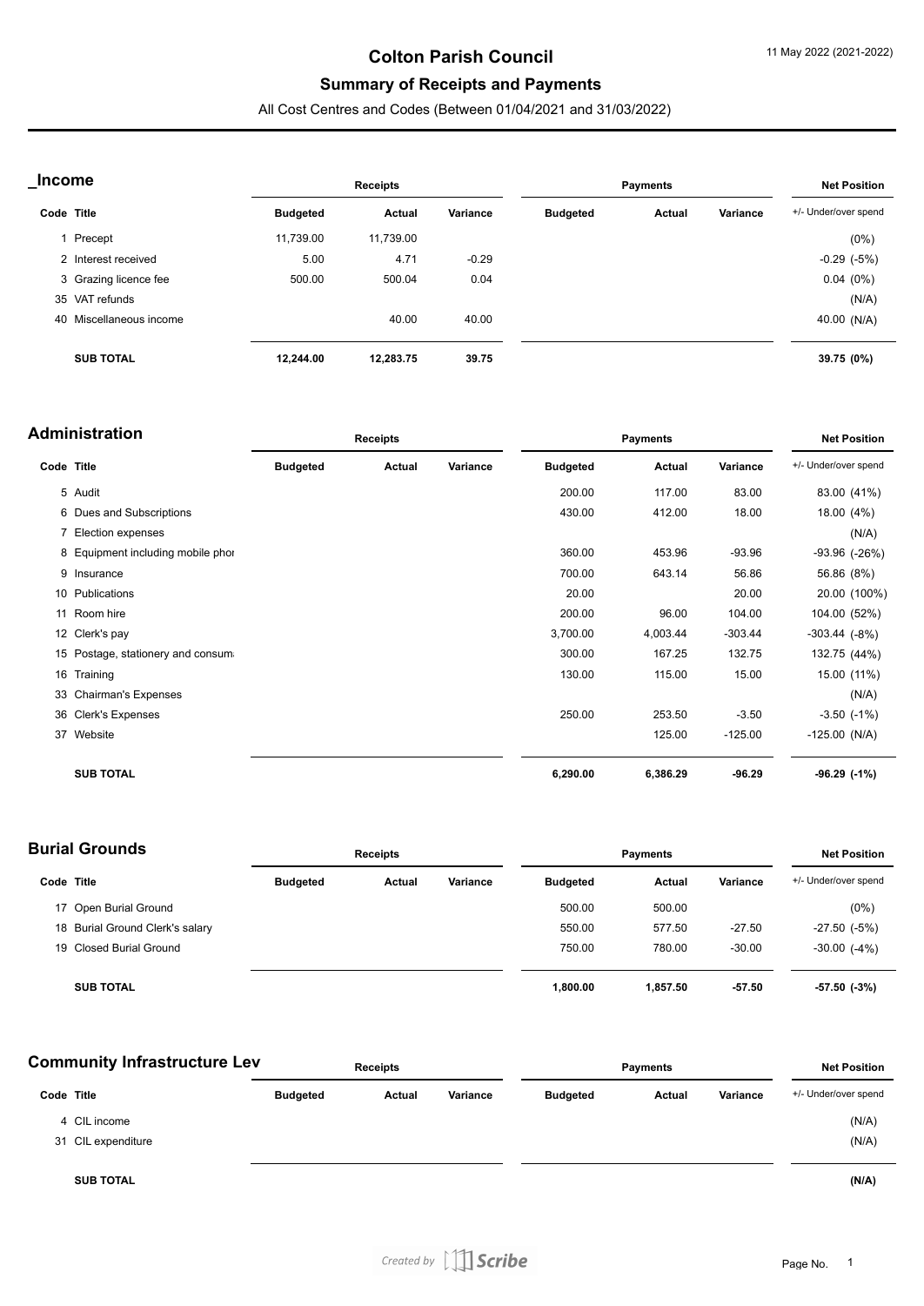# Colton Parish Council

## Summary of Receipts and Payments

All Cost Centres and Codes (Between 01/04/2021 and 31/03/2022)

11 May 2022 (2021-2022)

### _Income

| | | Receipts | | | Payments | | | Net Position |
|---|---|---|---|---|---|---|---|---|
| Code | Title | Budgeted | Actual | Variance | Budgeted | Actual | Variance | +/- Under/over spend |
| 1 | Precept | 11,739.00 | 11,739.00 | | | | | (0%) |
| 2 | Interest received | 5.00 | 4.71 | -0.29 | | | | -0.29 (-5%) |
| 3 | Grazing licence fee | 500.00 | 500.04 | 0.04 | | | | 0.04 (0%) |
| 35 | VAT refunds | | | | | | | (N/A) |
| 40 | Miscellaneous income | | 40.00 | 40.00 | | | | 40.00 (N/A) |
| | **SUB TOTAL** | **12,244.00** | **12,283.75** | **39.75** | | | | **39.75 (0%)** |

### Administration

| | | Receipts | | | Payments | | | Net Position |
|---|---|---|---|---|---|---|---|---|
| Code | Title | Budgeted | Actual | Variance | Budgeted | Actual | Variance | +/- Under/over spend |
| 5 | Audit | | | | 200.00 | 117.00 | 83.00 | 83.00 (41%) |
| 6 | Dues and Subscriptions | | | | 430.00 | 412.00 | 18.00 | 18.00 (4%) |
| 7 | Election expenses | | | | | | | (N/A) |
| 8 | Equipment including mobile phor | | | | 360.00 | 453.96 | -93.96 | -93.96 (-26%) |
| 9 | Insurance | | | | 700.00 | 643.14 | 56.86 | 56.86 (8%) |
| 10 | Publications | | | | 20.00 | | 20.00 | 20.00 (100%) |
| 11 | Room hire | | | | 200.00 | 96.00 | 104.00 | 104.00 (52%) |
| 12 | Clerk's pay | | | | 3,700.00 | 4,003.44 | -303.44 | -303.44 (-8%) |
| 15 | Postage, stationery and consum | | | | 300.00 | 167.25 | 132.75 | 132.75 (44%) |
| 16 | Training | | | | 130.00 | 115.00 | 15.00 | 15.00 (11%) |
| 33 | Chairman's Expenses | | | | | | | (N/A) |
| 36 | Clerk's Expenses | | | | 250.00 | 253.50 | -3.50 | -3.50 (-1%) |
| 37 | Website | | | | | 125.00 | -125.00 | -125.00 (N/A) |
| | **SUB TOTAL** | | | | **6,290.00** | **6,386.29** | **-96.29** | **-96.29 (-1%)** |

### Burial Grounds

| | | Receipts | | | Payments | | | Net Position |
|---|---|---|---|---|---|---|---|---|
| Code | Title | Budgeted | Actual | Variance | Budgeted | Actual | Variance | +/- Under/over spend |
| 17 | Open Burial Ground | | | | 500.00 | 500.00 | | (0%) |
| 18 | Burial Ground Clerk's salary | | | | 550.00 | 577.50 | -27.50 | -27.50 (-5%) |
| 19 | Closed Burial Ground | | | | 750.00 | 780.00 | -30.00 | -30.00 (-4%) |
| | **SUB TOTAL** | | | | **1,800.00** | **1,857.50** | **-57.50** | **-57.50 (-3%)** |

### Community Infrastructure Lev

| | | Receipts | | | Payments | | | Net Position |
|---|---|---|---|---|---|---|---|---|
| Code | Title | Budgeted | Actual | Variance | Budgeted | Actual | Variance | +/- Under/over spend |
| 4 | CIL income | | | | | | | (N/A) |
| 31 | CIL expenditure | | | | | | | (N/A) |
| | **SUB TOTAL** | | | | | | | **(N/A)** |

Created by Scribe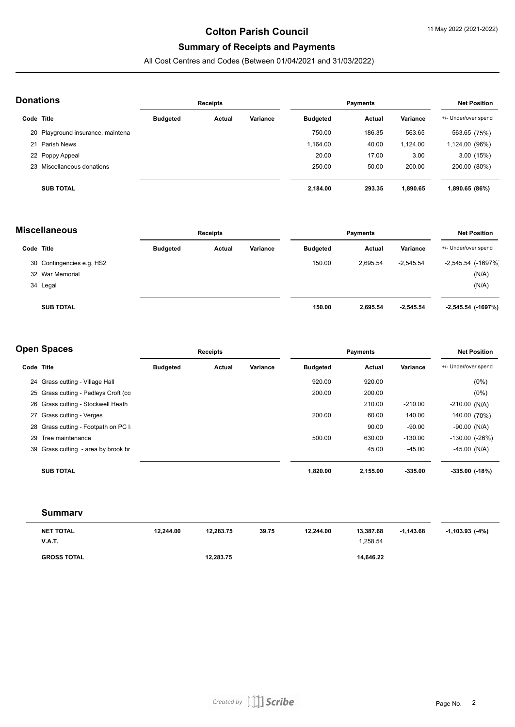# Colton Parish Council

## Summary of Receipts and Payments

All Cost Centres and Codes (Between 01/04/2021 and 31/03/2022)

### Donations

| | | Receipts | | | Payments | | | Net Position |
|---|---|---|---|---|---|---|---|---|
| Code | Title | Budgeted | Actual | Variance | Budgeted | Actual | Variance | +/- Under/over spend |
| 20 | Playground insurance, maintena | | | | 750.00 | 186.35 | 563.65 | 563.65 (75%) |
| 21 | Parish News | | | | 1,164.00 | 40.00 | 1,124.00 | 1,124.00 (96%) |
| 22 | Poppy Appeal | | | | 20.00 | 17.00 | 3.00 | 3.00 (15%) |
| 23 | Miscellaneous donations | | | | 250.00 | 50.00 | 200.00 | 200.00 (80%) |
| | **SUB TOTAL** | | | | **2,184.00** | **293.35** | **1,890.65** | **1,890.65 (86%)** |

### Miscellaneous

| | | Receipts | | | Payments | | | Net Position |
|---|---|---|---|---|---|---|---|---|
| Code | Title | Budgeted | Actual | Variance | Budgeted | Actual | Variance | +/- Under/over spend |
| 30 | Contingencies e.g. HS2 | | | | 150.00 | 2,695.54 | -2,545.54 | -2,545.54 (-1697%) |
| 32 | War Memorial | | | | | | | (N/A) |
| 34 | Legal | | | | | | | (N/A) |
| | **SUB TOTAL** | | | | **150.00** | **2,695.54** | **-2,545.54** | **-2,545.54 (-1697%)** |

### Open Spaces

| | | Receipts | | | Payments | | | Net Position |
|---|---|---|---|---|---|---|---|---|
| Code | Title | Budgeted | Actual | Variance | Budgeted | Actual | Variance | +/- Under/over spend |
| 24 | Grass cutting - Village Hall | | | | 920.00 | 920.00 | | (0%) |
| 25 | Grass cutting - Pedleys Croft (co | | | | 200.00 | 200.00 | | (0%) |
| 26 | Grass cutting - Stockwell Heath | | | | | 210.00 | -210.00 | -210.00 (N/A) |
| 27 | Grass cutting - Verges | | | | 200.00 | 60.00 | 140.00 | 140.00 (70%) |
| 28 | Grass cutting - Footpath on PC la | | | | | 90.00 | -90.00 | -90.00 (N/A) |
| 29 | Tree maintenance | | | | 500.00 | 630.00 | -130.00 | -130.00 (-26%) |
| 39 | Grass cutting - area by brook br | | | | | 45.00 | -45.00 | -45.00 (N/A) |
| | **SUB TOTAL** | | | | **1,820.00** | **2,155.00** | **-335.00** | **-335.00 (-18%)** |

### Summary

| | Receipts Budgeted | Receipts Actual | Receipts Variance | Payments Budgeted | Payments Actual | Payments Variance | Net Position |
|---|---|---|---|---|---|---|---|
| **NET TOTAL** | **12,244.00** | **12,283.75** | **39.75** | **12,244.00** | **13,387.68** | **-1,143.68** | **-1,103.93 (-4%)** |
| **V.A.T.** | | | | | 1,258.54 | | |
| **GROSS TOTAL** | | **12,283.75** | | | **14,646.22** | | |